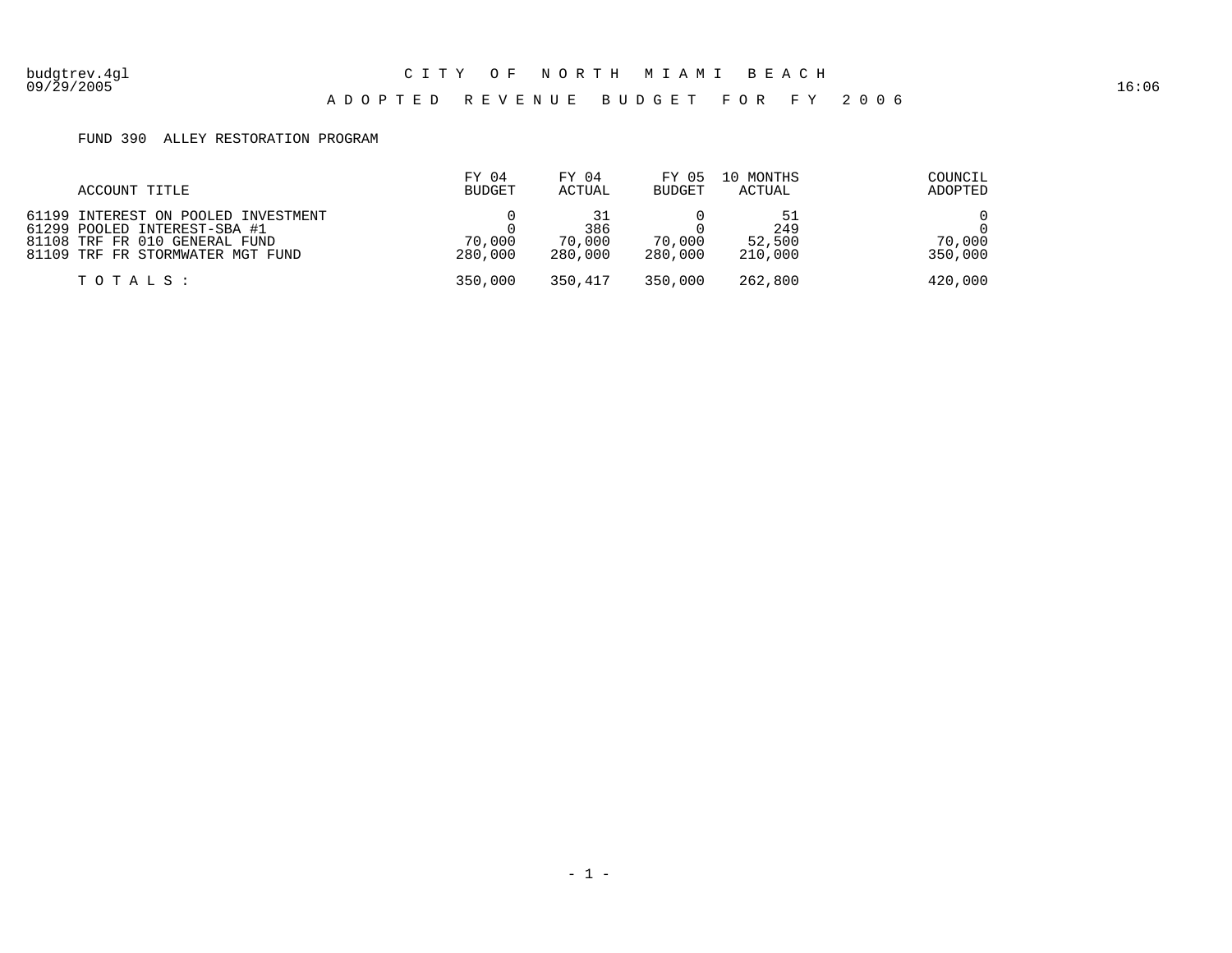# CITY OF NORTH MIAMI BEACH

## ADOPTED REVENUE BUDGET FOR FY 2006

budgtrev.4gl
09/29/2005
16:06

FUND 390 ALLEY RESTORATION PROGRAM

| ACCOUNT TITLE | FY 04 BUDGET | FY 04 ACTUAL | FY 05 BUDGET | 10 MONTHS ACTUAL | COUNCIL ADOPTED |
|---|---|---|---|---|---|
| 61199 INTEREST ON POOLED INVESTMENT | 0 | 31 | 0 | 51 | 0 |
| 61299 POOLED INTEREST-SBA #1 | 0 | 386 | 0 | 249 | 0 |
| 81108 TRF FR 010 GENERAL FUND | 70,000 | 70,000 | 70,000 | 52,500 | 70,000 |
| 81109 TRF FR STORMWATER MGT FUND | 280,000 | 280,000 | 280,000 | 210,000 | 350,000 |
| TOTALS: | 350,000 | 350,417 | 350,000 | 262,800 | 420,000 |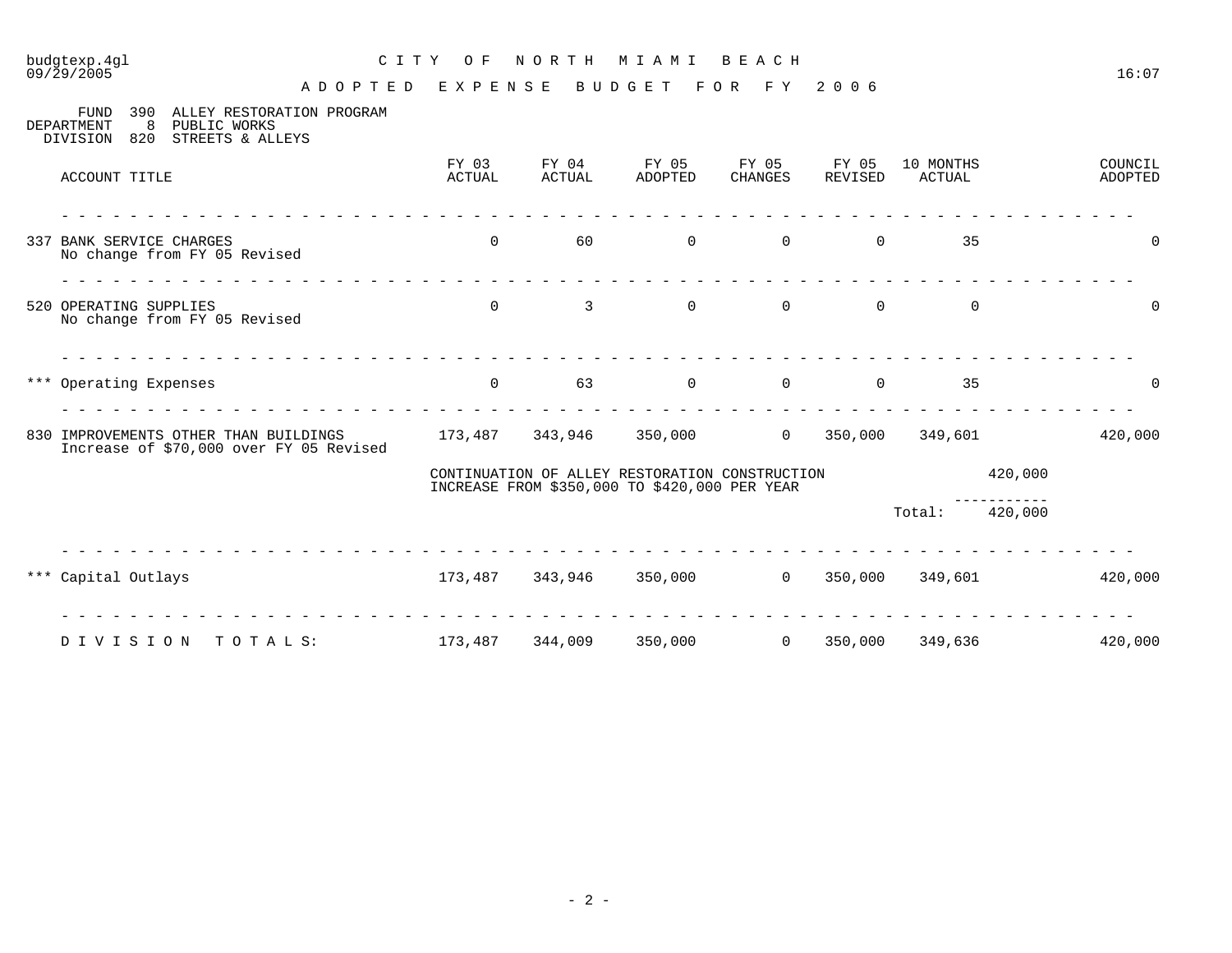budgtexp.4gl 09/29/2005 — CITY OF NORTH MIAMI BEACH — 16:07

## ADOPTED EXPENSE BUDGET FOR FY 2006

FUND 390 ALLEY RESTORATION PROGRAM
DEPARTMENT 8 PUBLIC WORKS
DIVISION 820 STREETS & ALLEYS

| ACCOUNT TITLE | FY 03 ACTUAL | FY 04 ACTUAL | FY 05 ADOPTED | FY 05 CHANGES | FY 05 REVISED | 10 MONTHS ACTUAL | | COUNCIL ADOPTED |
|---|---|---|---|---|---|---|---|---|
| 337 BANK SERVICE CHARGES<br>No change from FY 05 Revised | 0 | 60 | 0 | 0 | 0 | 35 | | 0 |
| 520 OPERATING SUPPLIES<br>No change from FY 05 Revised | 0 | 3 | 0 | 0 | 0 | 0 | | 0 |
| *** Operating Expenses | 0 | 63 | 0 | 0 | 0 | 35 | | 0 |
| 830 IMPROVEMENTS OTHER THAN BUILDINGS<br>Increase of $70,000 over FY 05 Revised | 173,487 | 343,946 | 350,000 | 0 | 350,000 | 349,601 | | 420,000 |
| | CONTINUATION OF ALLEY RESTORATION CONSTRUCTION<br>INCREASE FROM $350,000 TO $420,000 PER YEAR | | | | | | 420,000 | |
| | | | | | | Total: | 420,000 | |
| *** Capital Outlays | 173,487 | 343,946 | 350,000 | 0 | 350,000 | 349,601 | | 420,000 |
| DIVISION TOTALS: | 173,487 | 344,009 | 350,000 | 0 | 350,000 | 349,636 | | 420,000 |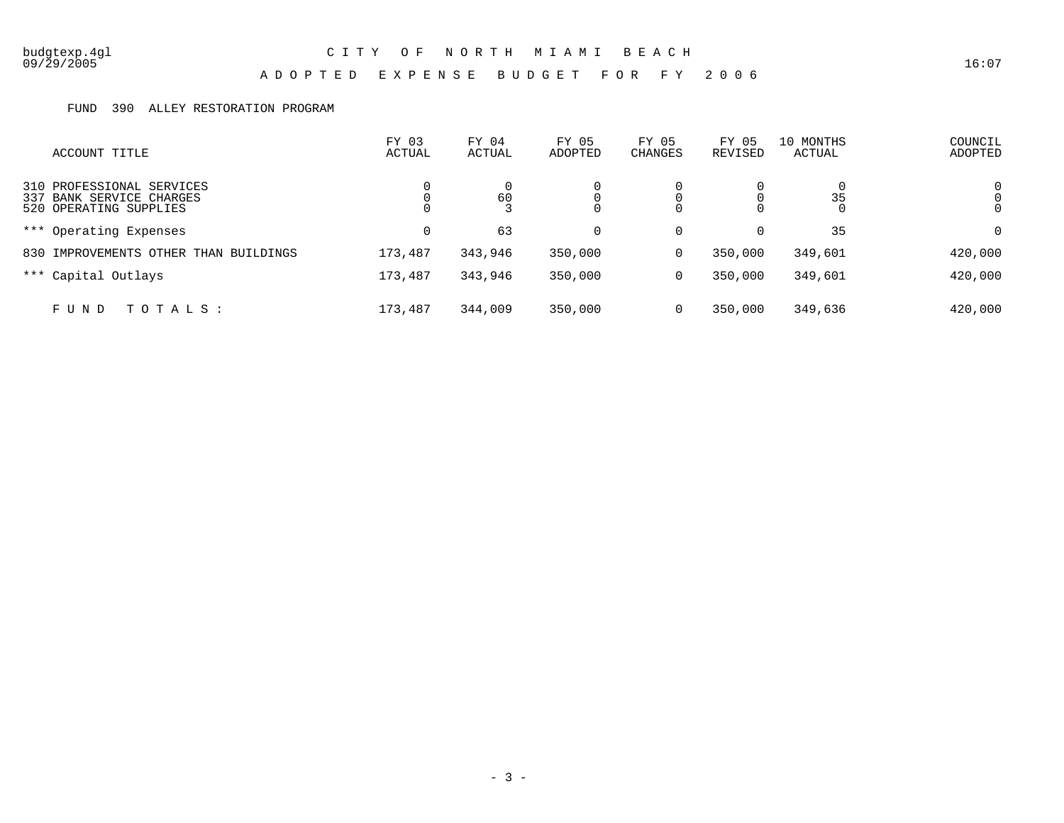budgtexp.4gl
09/29/2005

16:07

# CITY OF NORTH MIAMI BEACH

## ADOPTED EXPENSE BUDGET FOR FY 2006

FUND 390 ALLEY RESTORATION PROGRAM

| ACCOUNT TITLE | FY 03 ACTUAL | FY 04 ACTUAL | FY 05 ADOPTED | FY 05 CHANGES | FY 05 REVISED | 10 MONTHS ACTUAL | COUNCIL ADOPTED |
|---|---|---|---|---|---|---|---|
| 310 PROFESSIONAL SERVICES | 0 | 0 | 0 | 0 | 0 | 0 | 0 |
| 337 BANK SERVICE CHARGES | 0 | 60 | 0 | 0 | 0 | 35 | 0 |
| 520 OPERATING SUPPLIES | 0 | 3 | 0 | 0 | 0 | 0 | 0 |
| *** Operating Expenses | 0 | 63 | 0 | 0 | 0 | 35 | 0 |
| 830 IMPROVEMENTS OTHER THAN BUILDINGS | 173,487 | 343,946 | 350,000 | 0 | 350,000 | 349,601 | 420,000 |
| *** Capital Outlays | 173,487 | 343,946 | 350,000 | 0 | 350,000 | 349,601 | 420,000 |
| FUND TOTALS: | 173,487 | 344,009 | 350,000 | 0 | 350,000 | 349,636 | 420,000 |